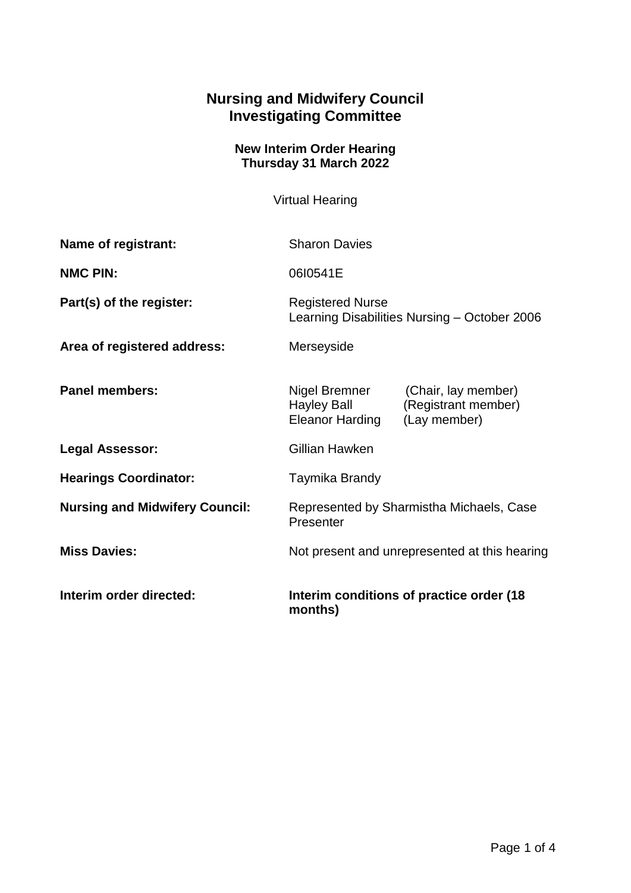# Nursing and Midwifery Council
# Investigating Committee

**New Interim Order Hearing**
**Thursday 31 March 2022**

Virtual Hearing

| | |
|---|---|
| **Name of registrant:** | Sharon Davies |
| **NMC PIN:** | 06I0541E |
| **Part(s) of the register:** | Registered Nurse<br>Learning Disabilities Nursing – October 2006 |
| **Area of registered address:** | Merseyside |
| **Panel members:** | Nigel Bremner (Chair, lay member)<br>Hayley Ball (Registrant member)<br>Eleanor Harding (Lay member) |
| **Legal Assessor:** | Gillian Hawken |
| **Hearings Coordinator:** | Taymika Brandy |
| **Nursing and Midwifery Council:** | Represented by Sharmistha Michaels, Case Presenter |
| **Miss Davies:** | Not present and unrepresented at this hearing |
| **Interim order directed:** | **Interim conditions of practice order (18 months)** |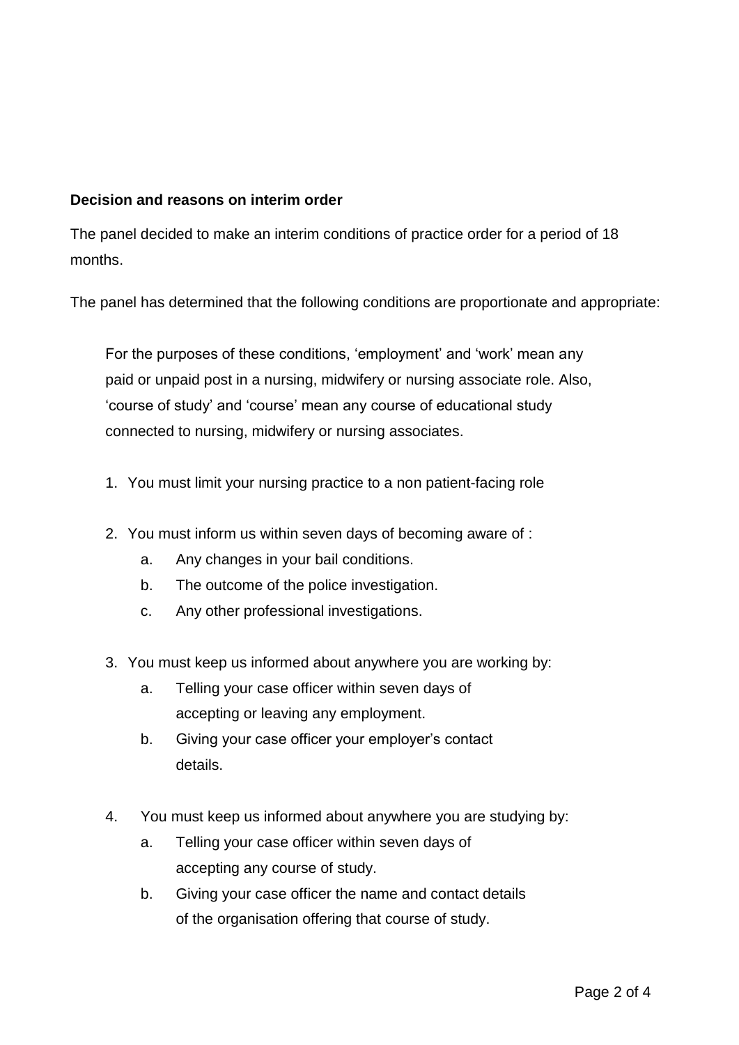**Decision and reasons on interim order**

The panel decided to make an interim conditions of practice order for a period of 18 months.

The panel has determined that the following conditions are proportionate and appropriate:

> For the purposes of these conditions, 'employment' and 'work' mean any paid or unpaid post in a nursing, midwifery or nursing associate role. Also, 'course of study' and 'course' mean any course of educational study connected to nursing, midwifery or nursing associates.

1. You must limit your nursing practice to a non patient-facing role

2. You must inform us within seven days of becoming aware of :
    a. Any changes in your bail conditions.
    b. The outcome of the police investigation.
    c. Any other professional investigations.

3. You must keep us informed about anywhere you are working by:
    a. Telling your case officer within seven days of accepting or leaving any employment.
    b. Giving your case officer your employer's contact details.

4. You must keep us informed about anywhere you are studying by:
    a. Telling your case officer within seven days of accepting any course of study.
    b. Giving your case officer the name and contact details of the organisation offering that course of study.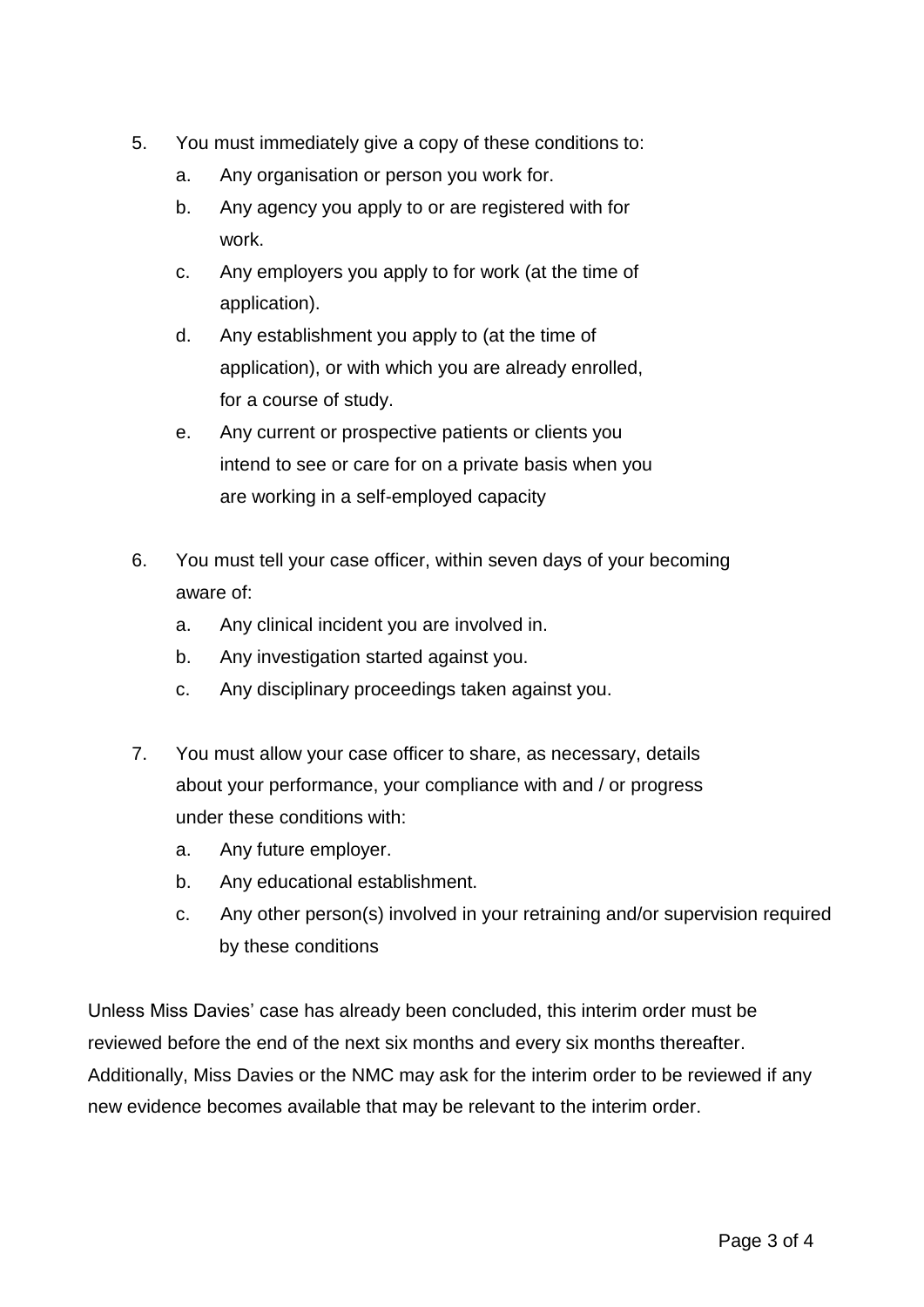5. You must immediately give a copy of these conditions to:
    a. Any organisation or person you work for.
    b. Any agency you apply to or are registered with for work.
    c. Any employers you apply to for work (at the time of application).
    d. Any establishment you apply to (at the time of application), or with which you are already enrolled, for a course of study.
    e. Any current or prospective patients or clients you intend to see or care for on a private basis when you are working in a self-employed capacity

6. You must tell your case officer, within seven days of your becoming aware of:
    a. Any clinical incident you are involved in.
    b. Any investigation started against you.
    c. Any disciplinary proceedings taken against you.

7. You must allow your case officer to share, as necessary, details about your performance, your compliance with and / or progress under these conditions with:
    a. Any future employer.
    b. Any educational establishment.
    c. Any other person(s) involved in your retraining and/or supervision required by these conditions

Unless Miss Davies' case has already been concluded, this interim order must be reviewed before the end of the next six months and every six months thereafter. Additionally, Miss Davies or the NMC may ask for the interim order to be reviewed if any new evidence becomes available that may be relevant to the interim order.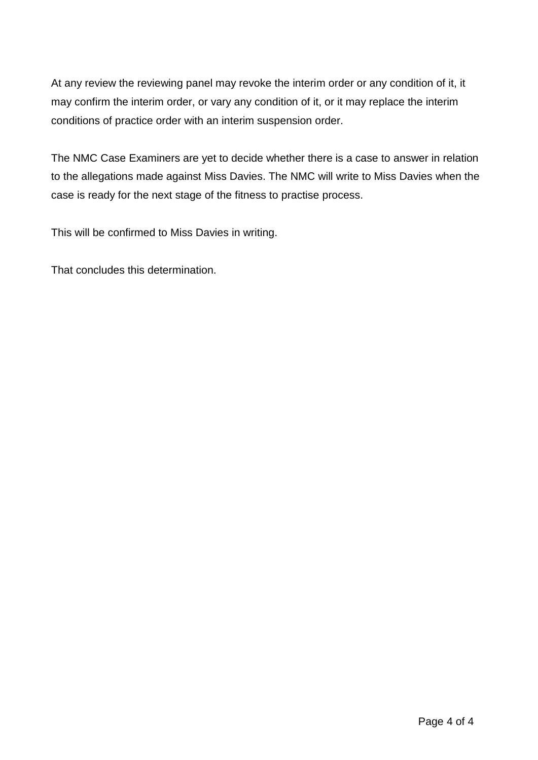At any review the reviewing panel may revoke the interim order or any condition of it, it may confirm the interim order, or vary any condition of it, or it may replace the interim conditions of practice order with an interim suspension order.

The NMC Case Examiners are yet to decide whether there is a case to answer in relation to the allegations made against Miss Davies. The NMC will write to Miss Davies when the case is ready for the next stage of the fitness to practise process.

This will be confirmed to Miss Davies in writing.

That concludes this determination.